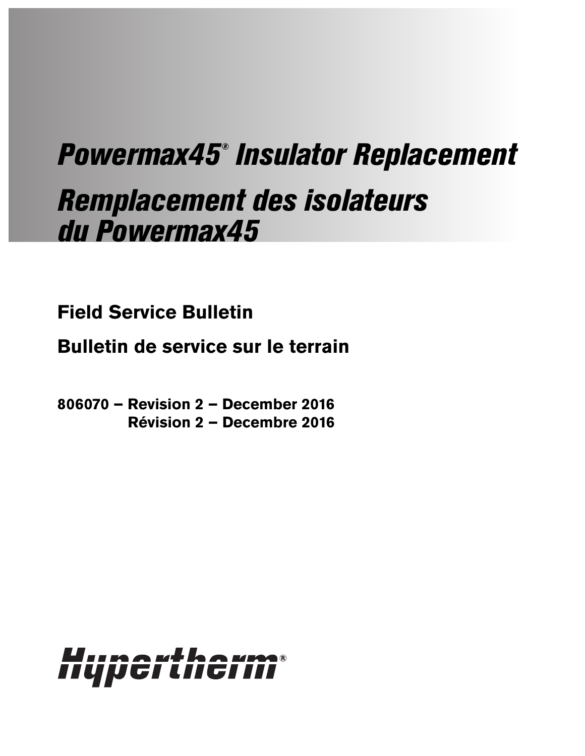# *Powermax45® Insulator Replacement*

# *Remplacement des isolateurs du Powermax45*

## Field Service Bulletin

## Bulletin de service sur le terrain

**806070 – Revision 2 – December 2016**
**Révision 2 – Decembre 2016**

**Hypertherm®**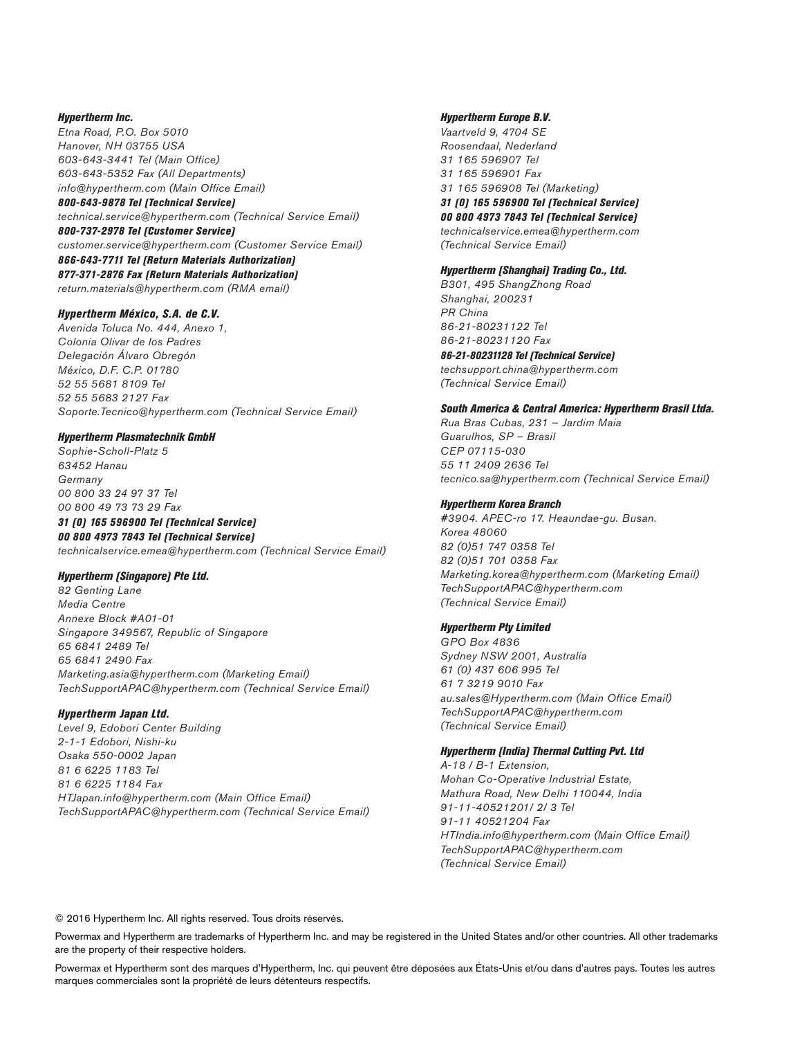**_Hypertherm Inc._**
_Etna Road, P.O. Box 5010_
_Hanover, NH 03755 USA_
_603-643-3441 Tel (Main Office)_
_603-643-5352 Fax (All Departments)_
_info@hypertherm.com (Main Office Email)_
**_800-643-9878 Tel (Technical Service)_**
_technical.service@hypertherm.com (Technical Service Email)_
**_800-737-2978 Tel (Customer Service)_**
_customer.service@hypertherm.com (Customer Service Email)_
**_866-643-7711 Tel (Return Materials Authorization)_**
**_877-371-2876 Fax (Return Materials Authorization)_**
_return.materials@hypertherm.com (RMA email)_

**_Hypertherm México, S.A. de C.V._**
_Avenida Toluca No. 444, Anexo 1,_
_Colonia Olivar de los Padres_
_Delegación Álvaro Obregón_
_México, D.F. C.P. 01780_
_52 55 5681 8109 Tel_
_52 55 5683 2127 Fax_
_Soporte.Tecnico@hypertherm.com (Technical Service Email)_

**_Hypertherm Plasmatechnik GmbH_**
_Sophie-Scholl-Platz 5_
_63452 Hanau_
_Germany_
_00 800 33 24 97 37 Tel_
_00 800 49 73 73 29 Fax_
**_31 (0) 165 596900 Tel (Technical Service)_**
**_00 800 4973 7843 Tel (Technical Service)_**
_technicalservice.emea@hypertherm.com (Technical Service Email)_

**_Hypertherm (Singapore) Pte Ltd._**
_82 Genting Lane_
_Media Centre_
_Annexe Block #A01-01_
_Singapore 349567, Republic of Singapore_
_65 6841 2489 Tel_
_65 6841 2490 Fax_
_Marketing.asia@hypertherm.com (Marketing Email)_
_TechSupportAPAC@hypertherm.com (Technical Service Email)_

**_Hypertherm Japan Ltd._**
_Level 9, Edobori Center Building_
_2-1-1 Edobori, Nishi-ku_
_Osaka 550-0002 Japan_
_81 6 6225 1183 Tel_
_81 6 6225 1184 Fax_
_HTJapan.info@hypertherm.com (Main Office Email)_
_TechSupportAPAC@hypertherm.com (Technical Service Email)_

**_Hypertherm Europe B.V._**
_Vaartveld 9, 4704 SE_
_Roosendaal, Nederland_
_31 165 596907 Tel_
_31 165 596901 Fax_
_31 165 596908 Tel (Marketing)_
**_31 (0) 165 596900 Tel (Technical Service)_**
**_00 800 4973 7843 Tel (Technical Service)_**
_technicalservice.emea@hypertherm.com_
_(Technical Service Email)_

**_Hypertherm (Shanghai) Trading Co., Ltd._**
_B301, 495 ShangZhong Road_
_Shanghai, 200231_
_PR China_
_86-21-80231122 Tel_
_86-21-80231120 Fax_
**_86-21-80231128 Tel (Technical Service)_**
_techsupport.china@hypertherm.com_
_(Technical Service Email)_

**_South America & Central America: Hypertherm Brasil Ltda._**
_Rua Bras Cubas, 231 – Jardim Maia_
_Guarulhos, SP – Brasil_
_CEP 07115-030_
_55 11 2409 2636 Tel_
_tecnico.sa@hypertherm.com (Technical Service Email)_

**_Hypertherm Korea Branch_**
_#3904. APEC-ro 17. Heaundae-gu. Busan._
_Korea 48060_
_82 (0)51 747 0358 Tel_
_82 (0)51 701 0358 Fax_
_Marketing.korea@hypertherm.com (Marketing Email)_
_TechSupportAPAC@hypertherm.com_
_(Technical Service Email)_

**_Hypertherm Pty Limited_**
_GPO Box 4836_
_Sydney NSW 2001, Australia_
_61 (0) 437 606 995 Tel_
_61 7 3219 9010 Fax_
_au.sales@Hypertherm.com (Main Office Email)_
_TechSupportAPAC@hypertherm.com_
_(Technical Service Email)_

**_Hypertherm (India) Thermal Cutting Pvt. Ltd_**
_A-18 / B-1 Extension,_
_Mohan Co-Operative Industrial Estate,_
_Mathura Road, New Delhi 110044, India_
_91-11-40521201/ 2/ 3 Tel_
_91-11 40521204 Fax_
_HTIndia.info@hypertherm.com (Main Office Email)_
_TechSupportAPAC@hypertherm.com_
_(Technical Service Email)_

© 2016 Hypertherm Inc. All rights reserved. Tous droits réservés.

Powermax and Hypertherm are trademarks of Hypertherm Inc. and may be registered in the United States and/or other countries. All other trademarks are the property of their respective holders.

Powermax et Hypertherm sont des marques d'Hypertherm, Inc. qui peuvent être déposées aux États-Unis et/ou dans d'autres pays. Toutes les autres marques commerciales sont la propriété de leurs détenteurs respectifs.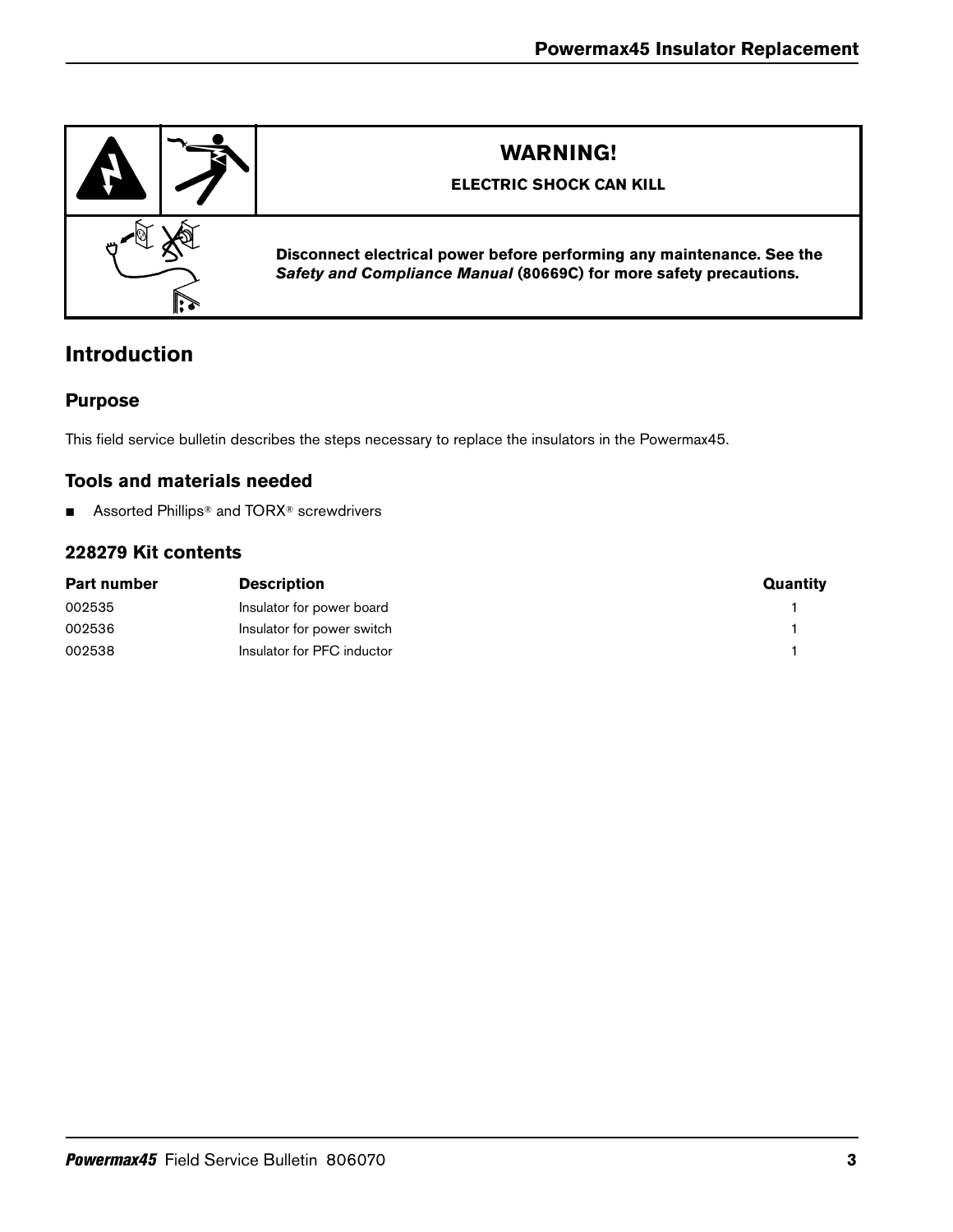**WARNING!**

**ELECTRIC SHOCK CAN KILL**

**Disconnect electrical power before performing any maintenance. See the *Safety and Compliance Manual* (80669C) for more safety precautions.**

# Introduction

## Purpose

This field service bulletin describes the steps necessary to replace the insulators in the Powermax45.

## Tools and materials needed

- Assorted Phillips® and TORX® screwdrivers

## 228279 Kit contents

| Part number | Description | Quantity |
|---|---|---|
| 002535 | Insulator for power board | 1 |
| 002536 | Insulator for power switch | 1 |
| 002538 | Insulator for PFC inductor | 1 |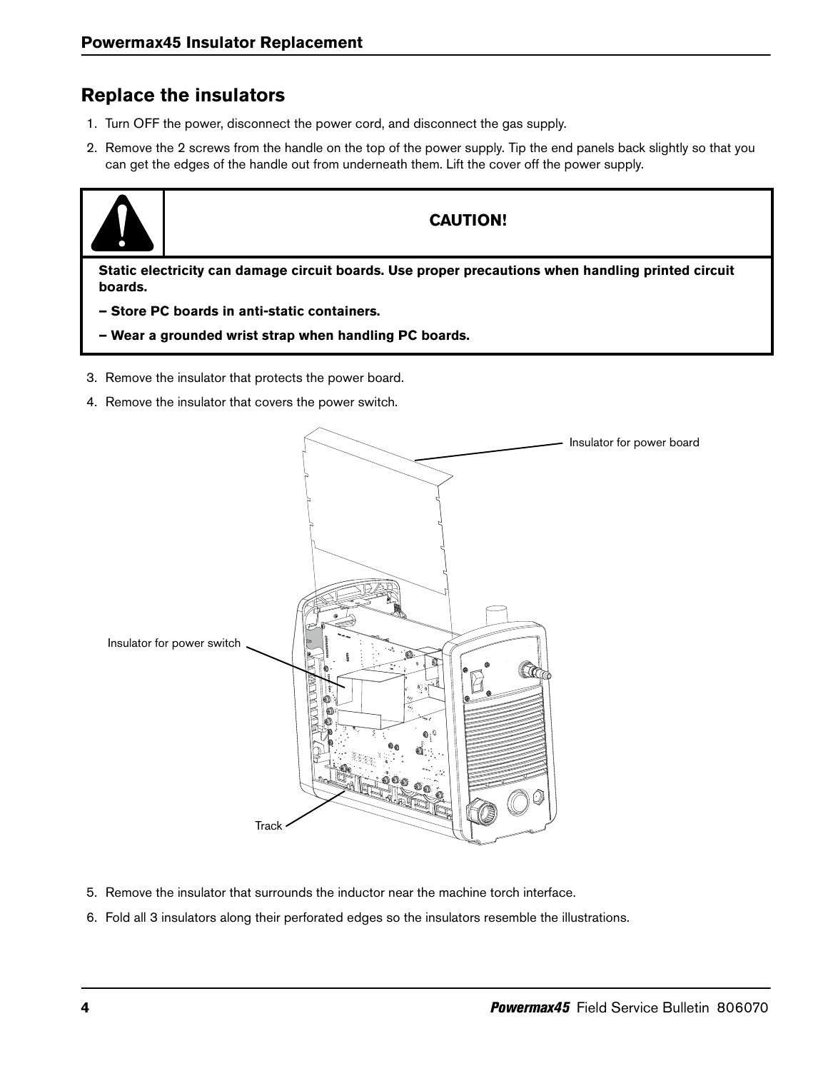## Replace the insulators

1. Turn OFF the power, disconnect the power cord, and disconnect the gas supply.
2. Remove the 2 screws from the handle on the top of the power supply. Tip the end panels back slightly so that you can get the edges of the handle out from underneath them. Lift the cover off the power supply.

> **CAUTION!**
>
> **Static electricity can damage circuit boards. Use proper precautions when handling printed circuit boards.**
>
> **– Store PC boards in anti-static containers.**
>
> **– Wear a grounded wrist strap when handling PC boards.**

3. Remove the insulator that protects the power board.
4. Remove the insulator that covers the power switch.

Insulator for power board

Insulator for power switch

Track

5. Remove the insulator that surrounds the inductor near the machine torch interface.
6. Fold all 3 insulators along their perforated edges so the insulators resemble the illustrations.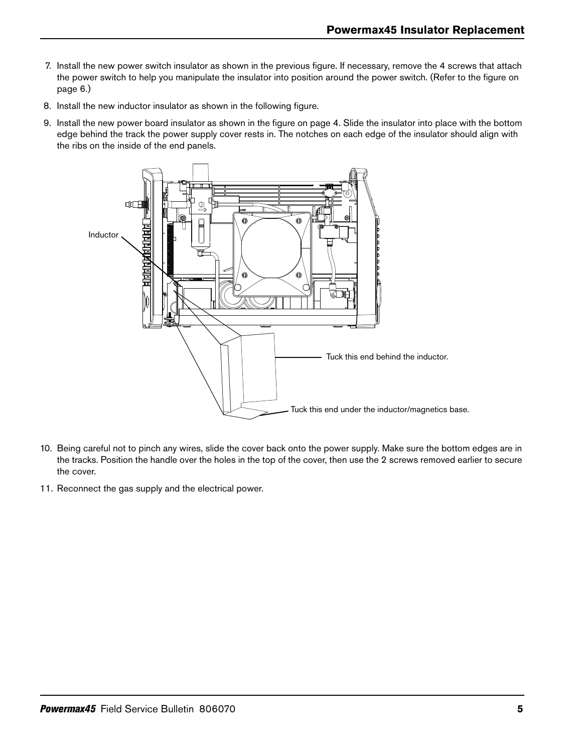7. Install the new power switch insulator as shown in the previous figure. If necessary, remove the 4 screws that attach the power switch to help you manipulate the insulator into position around the power switch. (Refer to the figure on page 6.)
8. Install the new inductor insulator as shown in the following figure.
9. Install the new power board insulator as shown in the figure on page 4. Slide the insulator into place with the bottom edge behind the track the power supply cover rests in. The notches on each edge of the insulator should align with the ribs on the inside of the end panels.

Inductor

Tuck this end behind the inductor.

Tuck this end under the inductor/magnetics base.

10. Being careful not to pinch any wires, slide the cover back onto the power supply. Make sure the bottom edges are in the tracks. Position the handle over the holes in the top of the cover, then use the 2 screws removed earlier to secure the cover.
11. Reconnect the gas supply and the electrical power.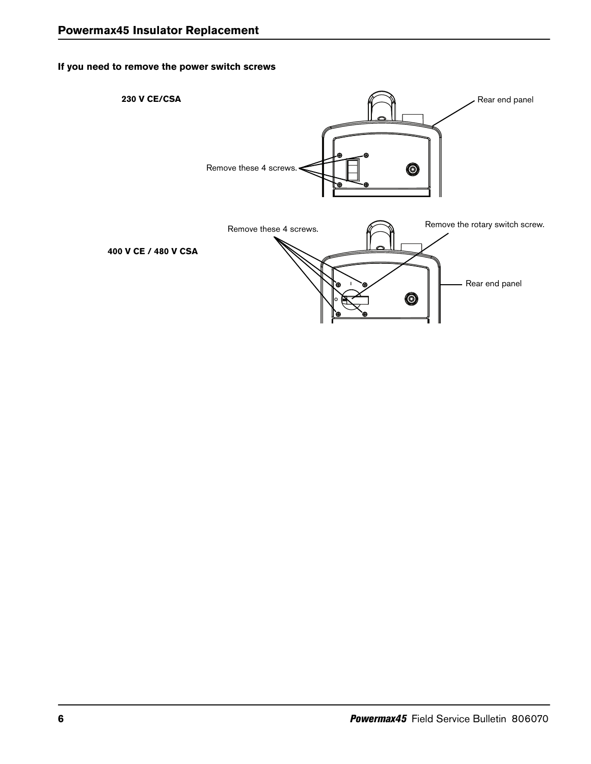### If you need to remove the power switch screws

**230 V CE/CSA**

Rear end panel

Remove these 4 screws.

**400 V CE / 480 V CSA**

Remove these 4 screws.

Remove the rotary switch screw.

Rear end panel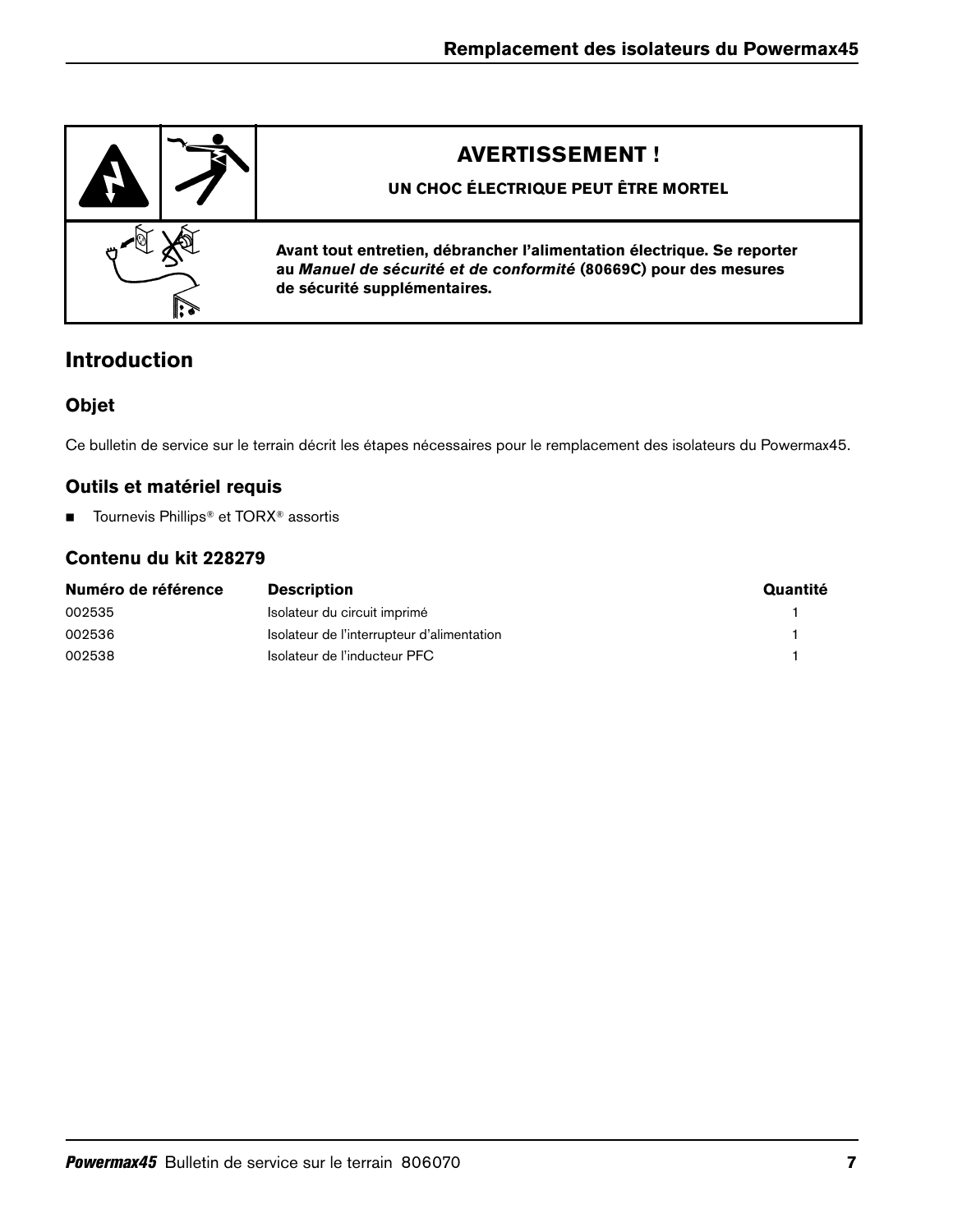**AVERTISSEMENT !**

**UN CHOC ÉLECTRIQUE PEUT ÊTRE MORTEL**

**Avant tout entretien, débrancher l'alimentation électrique. Se reporter au *Manuel de sécurité et de conformité* (80669C) pour des mesures de sécurité supplémentaires.**

## Introduction

### Objet

Ce bulletin de service sur le terrain décrit les étapes nécessaires pour le remplacement des isolateurs du Powermax45.

### Outils et matériel requis

- Tournevis Phillips® et TORX® assortis

### Contenu du kit 228279

| Numéro de référence | Description | Quantité |
|---|---|---|
| 002535 | Isolateur du circuit imprimé | 1 |
| 002536 | Isolateur de l'interrupteur d'alimentation | 1 |
| 002538 | Isolateur de l'inducteur PFC | 1 |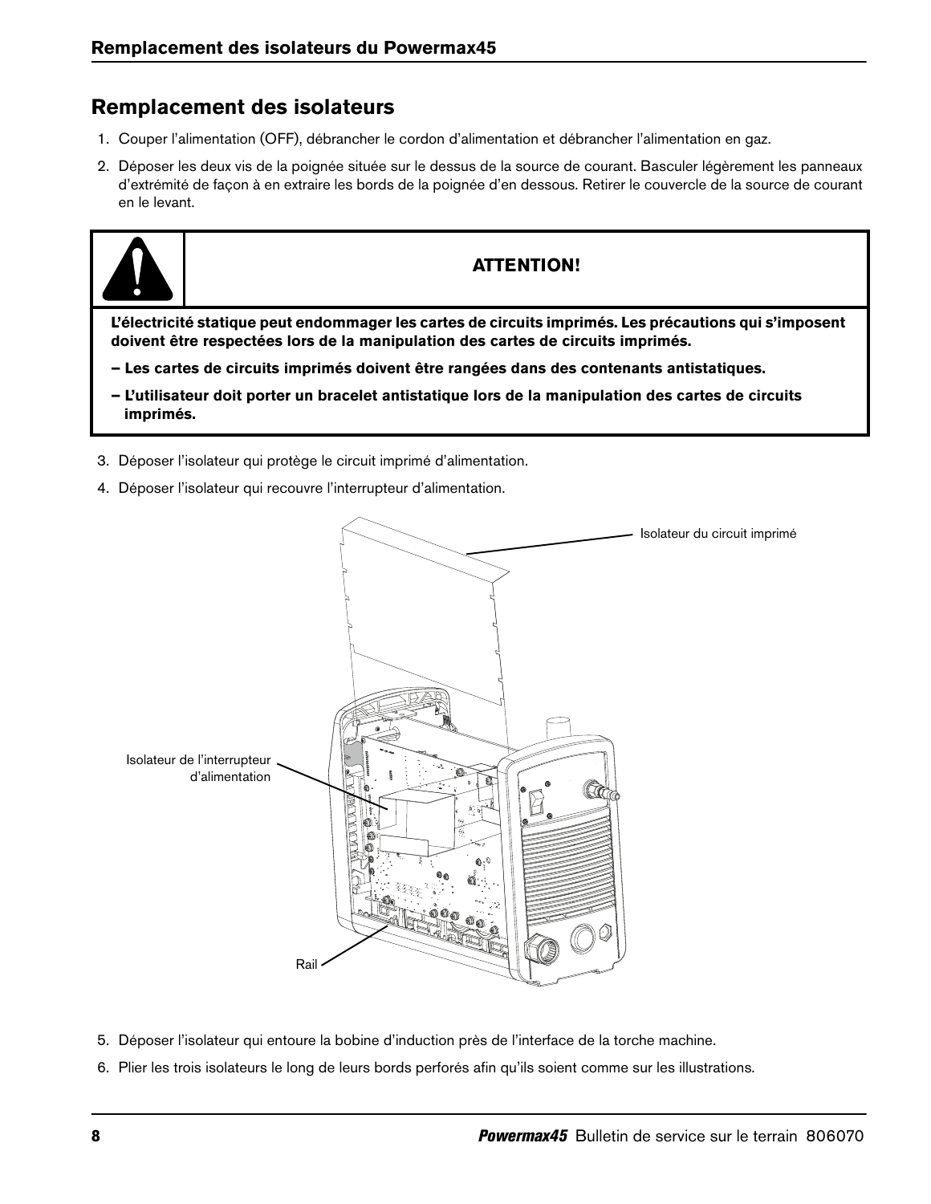## Remplacement des isolateurs

1. Couper l'alimentation (OFF), débrancher le cordon d'alimentation et débrancher l'alimentation en gaz.
2. Déposer les deux vis de la poignée située sur le dessus de la source de courant. Basculer légèrement les panneaux d'extrémité de façon à en extraire les bords de la poignée d'en dessous. Retirer le couvercle de la source de courant en le levant.

**ATTENTION!**

**L'électricité statique peut endommager les cartes de circuits imprimés. Les précautions qui s'imposent doivent être respectées lors de la manipulation des cartes de circuits imprimés.**

**– Les cartes de circuits imprimés doivent être rangées dans des contenants antistatiques.**

**– L'utilisateur doit porter un bracelet antistatique lors de la manipulation des cartes de circuits imprimés.**

3. Déposer l'isolateur qui protège le circuit imprimé d'alimentation.
4. Déposer l'isolateur qui recouvre l'interrupteur d'alimentation.

Isolateur du circuit imprimé

Isolateur de l'interrupteur d'alimentation

Rail

5. Déposer l'isolateur qui entoure la bobine d'induction près de l'interface de la torche machine.
6. Plier les trois isolateurs le long de leurs bords perforés afin qu'ils soient comme sur les illustrations.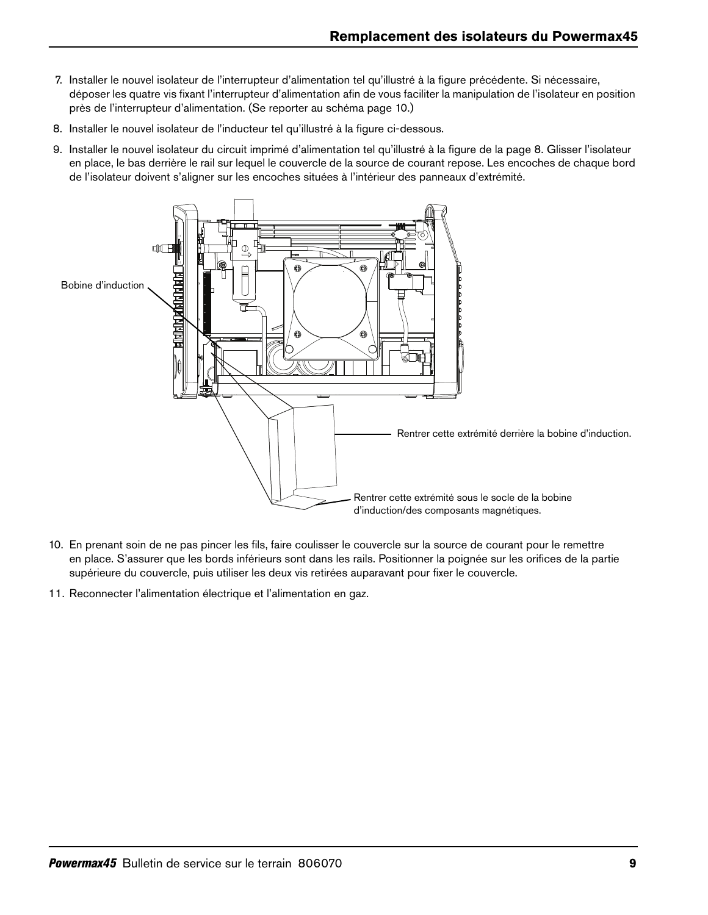7. Installer le nouvel isolateur de l'interrupteur d'alimentation tel qu'illustré à la figure précédente. Si nécessaire, déposer les quatre vis fixant l'interrupteur d'alimentation afin de vous faciliter la manipulation de l'isolateur en position près de l'interrupteur d'alimentation. (Se reporter au schéma page 10.)
8. Installer le nouvel isolateur de l'inducteur tel qu'illustré à la figure ci-dessous.
9. Installer le nouvel isolateur du circuit imprimé d'alimentation tel qu'illustré à la figure de la page 8. Glisser l'isolateur en place, le bas derrière le rail sur lequel le couvercle de la source de courant repose. Les encoches de chaque bord de l'isolateur doivent s'aligner sur les encoches situées à l'intérieur des panneaux d'extrémité.

Bobine d'induction

Rentrer cette extrémité derrière la bobine d'induction.

Rentrer cette extrémité sous le socle de la bobine d'induction/des composants magnétiques.

10. En prenant soin de ne pas pincer les fils, faire coulisser le couvercle sur la source de courant pour le remettre en place. S'assurer que les bords inférieurs sont dans les rails. Positionner la poignée sur les orifices de la partie supérieure du couvercle, puis utiliser les deux vis retirées auparavant pour fixer le couvercle.
11. Reconnecter l'alimentation électrique et l'alimentation en gaz.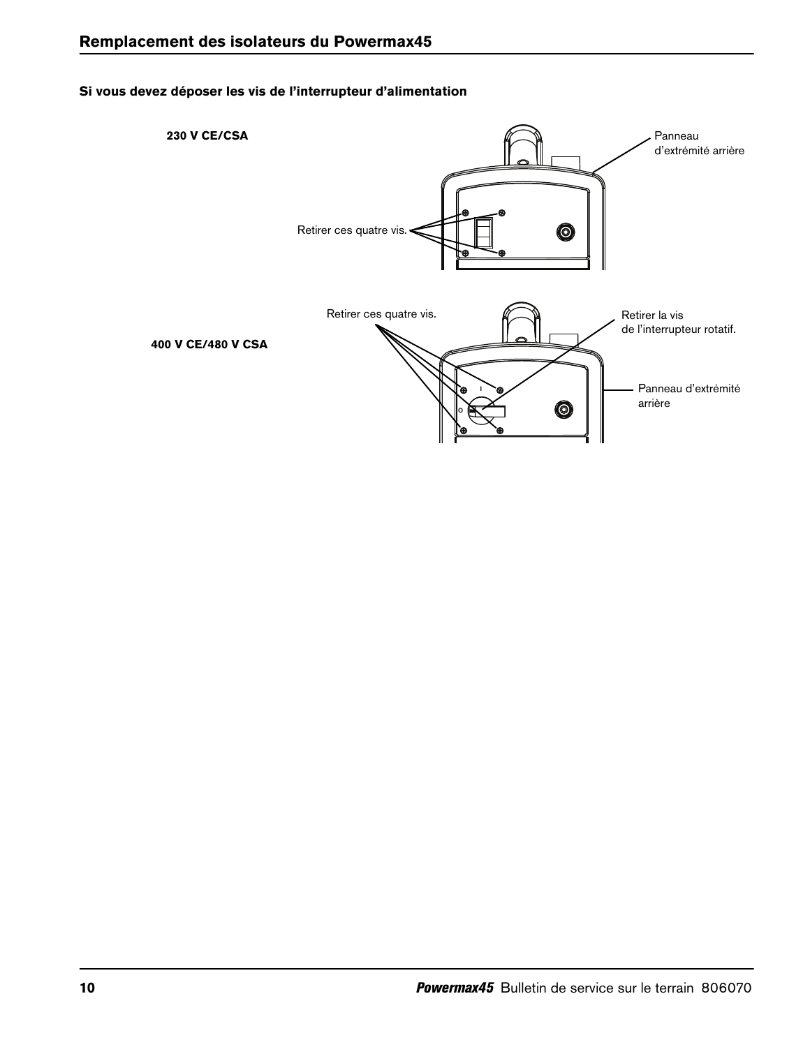## Si vous devez déposer les vis de l'interrupteur d'alimentation

**230 V CE/CSA**

Panneau d'extrémité arrière

Retirer ces quatre vis.

**400 V CE/480 V CSA**

Retirer ces quatre vis.

Retirer la vis de l'interrupteur rotatif.

Panneau d'extrémité arrière